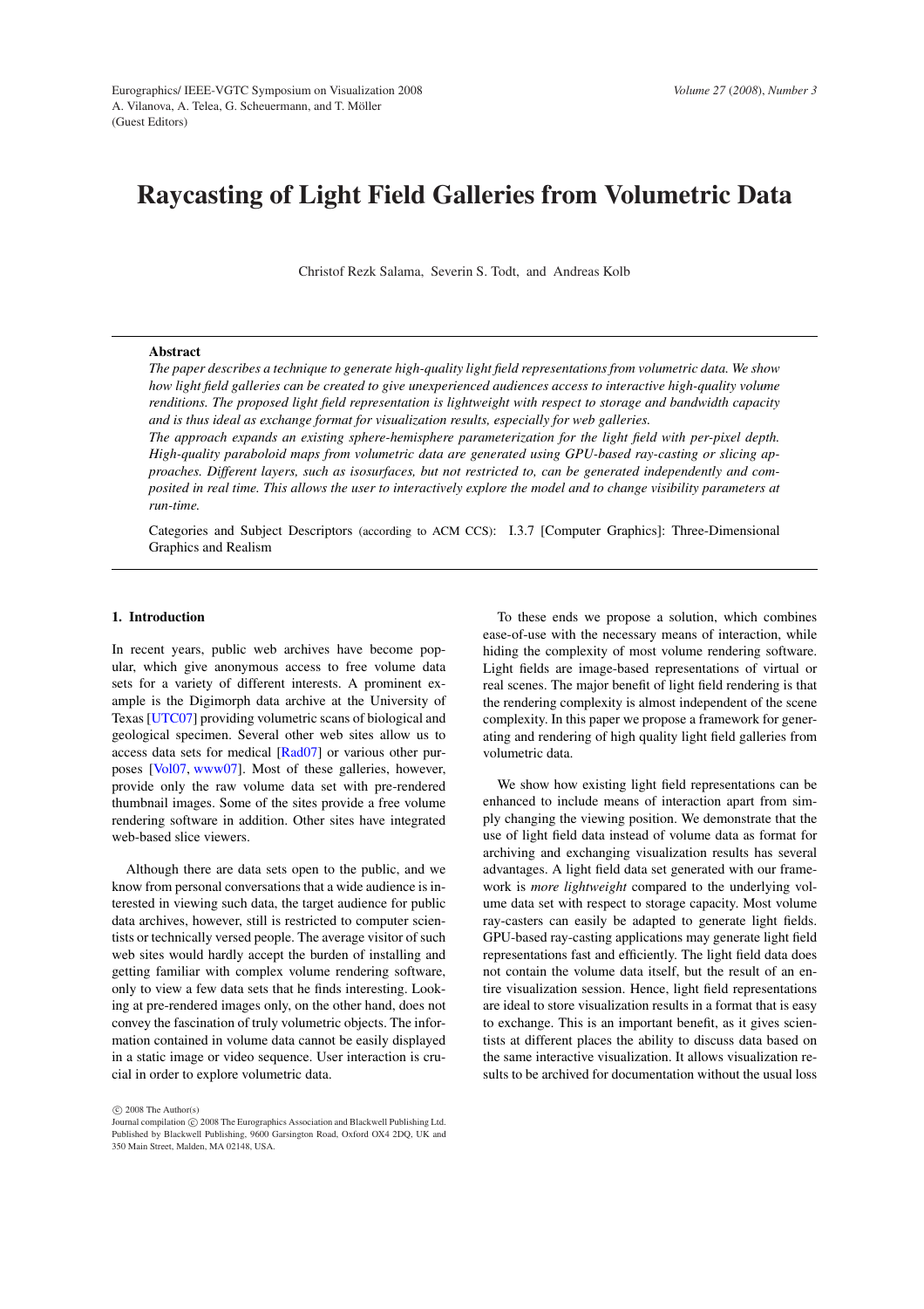# Raycasting of Light Field Galleries from Volumetric Data

Christof Rezk Salama, Severin S. Todt, and Andreas Kolb

## Abstract

*The paper describes a technique to generate high-quality light field representations from volumetric data. We show how light field galleries can be created to give unexperienced audiences access to interactive high-quality volume renditions. The proposed light field representation is lightweight with respect to storage and bandwidth capacity and is thus ideal as exchange format for visualization results, especially for web galleries.*

*The approach expands an existing sphere-hemisphere parameterization for the light field with per-pixel depth. High-quality paraboloid maps from volumetric data are generated using GPU-based ray-casting or slicing approaches. Different layers, such as isosurfaces, but not restricted to, can be generated independently and composited in real time. This allows the user to interactively explore the model and to change visibility parameters at run-time.*

Categories and Subject Descriptors (according to ACM CCS): I.3.7 [Computer Graphics]: Three-Dimensional Graphics and Realism

## 1. Introduction

In recent years, public web archives have become popular, which give anonymous access to free volume data sets for a variety of different interests. A prominent example is the Digimorph data archive at the University of Texas [UTC07] providing volumetric scans of biological and geological specimen. Several other web sites allow us to access data sets for medical [Rad07] or various other purposes [Vol07, www07]. Most of these galleries, however, provide only the raw volume data set with pre-rendered thumbnail images. Some of the sites provide a free volume rendering software in addition. Other sites have integrated web-based slice viewers.

Although there are data sets open to the public, and we know from personal conversations that a wide audience is interested in viewing such data, the target audience for public data archives, however, still is restricted to computer scientists or technically versed people. The average visitor of such web sites would hardly accept the burden of installing and getting familiar with complex volume rendering software, only to view a few data sets that he finds interesting. Looking at pre-rendered images only, on the other hand, does not convey the fascination of truly volumetric objects. The information contained in volume data cannot be easily displayed in a static image or video sequence. User interaction is crucial in order to explore volumetric data.

To these ends we propose a solution, which combines ease-of-use with the necessary means of interaction, while hiding the complexity of most volume rendering software. Light fields are image-based representations of virtual or real scenes. The major benefit of light field rendering is that the rendering complexity is almost independent of the scene complexity. In this paper we propose a framework for generating and rendering of high quality light field galleries from volumetric data.

We show how existing light field representations can be enhanced to include means of interaction apart from simply changing the viewing position. We demonstrate that the use of light field data instead of volume data as format for archiving and exchanging visualization results has several advantages. A light field data set generated with our framework is *more lightweight* compared to the underlying volume data set with respect to storage capacity. Most volume ray-casters can easily be adapted to generate light fields. GPU-based ray-casting applications may generate light field representations fast and efficiently. The light field data does not contain the volume data itself, but the result of an entire visualization session. Hence, light field representations are ideal to store visualization results in a format that is easy to exchange. This is an important benefit, as it gives scientists at different places the ability to discuss data based on the same interactive visualization. It allows visualization results to be archived for documentation without the usual loss

© 2008 The Author(s)
Journal compilation © 2008 The Eurographics Association and Blackwell Publishing Ltd.
Published by Blackwell Publishing, 9600 Garsington Road, Oxford OX4 2DQ, UK and 350 Main Street, Malden, MA 02148, USA.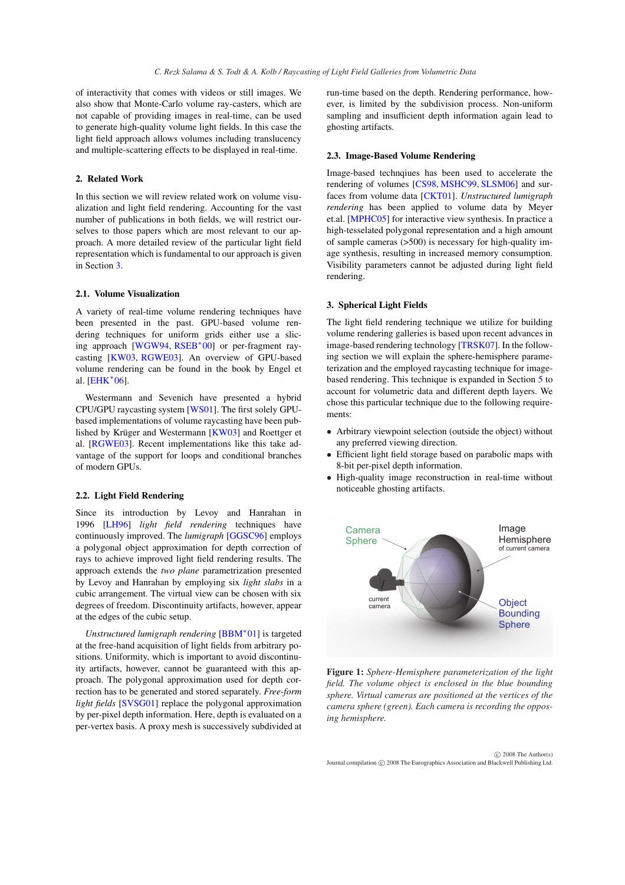of interactivity that comes with videos or still images. We also show that Monte-Carlo volume ray-casters, which are not capable of providing images in real-time, can be used to generate high-quality volume light fields. In this case the light field approach allows volumes including translucency and multiple-scattering effects to be displayed in real-time.

## 2. Related Work

In this section we will review related work on volume visualization and light field rendering. Accounting for the vast number of publications in both fields, we will restrict ourselves to those papers which are most relevant to our approach. A more detailed review of the particular light field representation which is fundamental to our approach is given in Section 3.

### 2.1. Volume Visualization

A variety of real-time volume rendering techniques have been presented in the past. GPU-based volume rendering techniques for uniform grids either use a slicing approach [WGW94, RSEB*00] or per-fragment raycasting [KW03, RGWE03]. An overview of GPU-based volume rendering can be found in the book by Engel et al. [EHK*06].

Westermann and Sevenich have presented a hybrid CPU/GPU raycasting system [WS01]. The first solely GPU-based implementations of volume raycasting have been published by Krüger and Westermann [KW03] and Roettger et al. [RGWE03]. Recent implementations like this take advantage of the support for loops and conditional branches of modern GPUs.

### 2.2. Light Field Rendering

Since its introduction by Levoy and Hanrahan in 1996 [LH96] *light field rendering* techniques have continuously improved. The *lumigraph* [GGSC96] employs a polygonal object approximation for depth correction of rays to achieve improved light field rendering results. The approach extends the *two plane* parametrization presented by Levoy and Hanrahan by employing six *light slabs* in a cubic arrangement. The virtual view can be chosen with six degrees of freedom. Discontinuity artifacts, however, appear at the edges of the cubic setup.

*Unstructured lumigraph rendering* [BBM*01] is targeted at the free-hand acquisition of light fields from arbitrary positions. Uniformity, which is important to avoid discontinuity artifacts, however, cannot be guaranteed with this approach. The polygonal approximation used for depth correction has to be generated and stored separately. *Free-form light fields* [SVSG01] replace the polygonal approximation by per-pixel depth information. Here, depth is evaluated on a per-vertex basis. A proxy mesh is successively subdivided at run-time based on the depth. Rendering performance, however, is limited by the subdivision process. Non-uniform sampling and insufficient depth information again lead to ghosting artifacts.

### 2.3. Image-Based Volume Rendering

Image-based technqiues has been used to accelerate the rendering of volumes [CS98, MSHC99, SLSM06] and surfaces from volume data [CKT01]. *Unstructured lumigraph rendering* has been applied to volume data by Meyer et.al. [MPHC05] for interactive view synthesis. In practice a high-tesselated polygonal representation and a high amount of sample cameras (>500) is necessary for high-quality image synthesis, resulting in increased memory consumption. Visibility parameters cannot be adjusted during light field rendering.

## 3. Spherical Light Fields

The light field rendering technique we utilize for building volume rendering galleries is based upon recent advances in image-based rendering technology [TRSK07]. In the following section we will explain the sphere-hemisphere parameterization and the employed raycasting technique for image-based rendering. This technique is expanded in Section 5 to account for volumetric data and different depth layers. We chose this particular technique due to the following requirements:

- Arbitrary viewpoint selection (outside the object) without any preferred viewing direction.
- Efficient light field storage based on parabolic maps with 8-bit per-pixel depth information.
- High-quality image reconstruction in real-time without noticeable ghosting artifacts.

**Figure 1:** *Sphere-Hemisphere parameterization of the light field. The volume object is enclosed in the blue bounding sphere. Virtual cameras are positioned at the vertices of the camera sphere (green). Each camera is recording the opposing hemisphere.*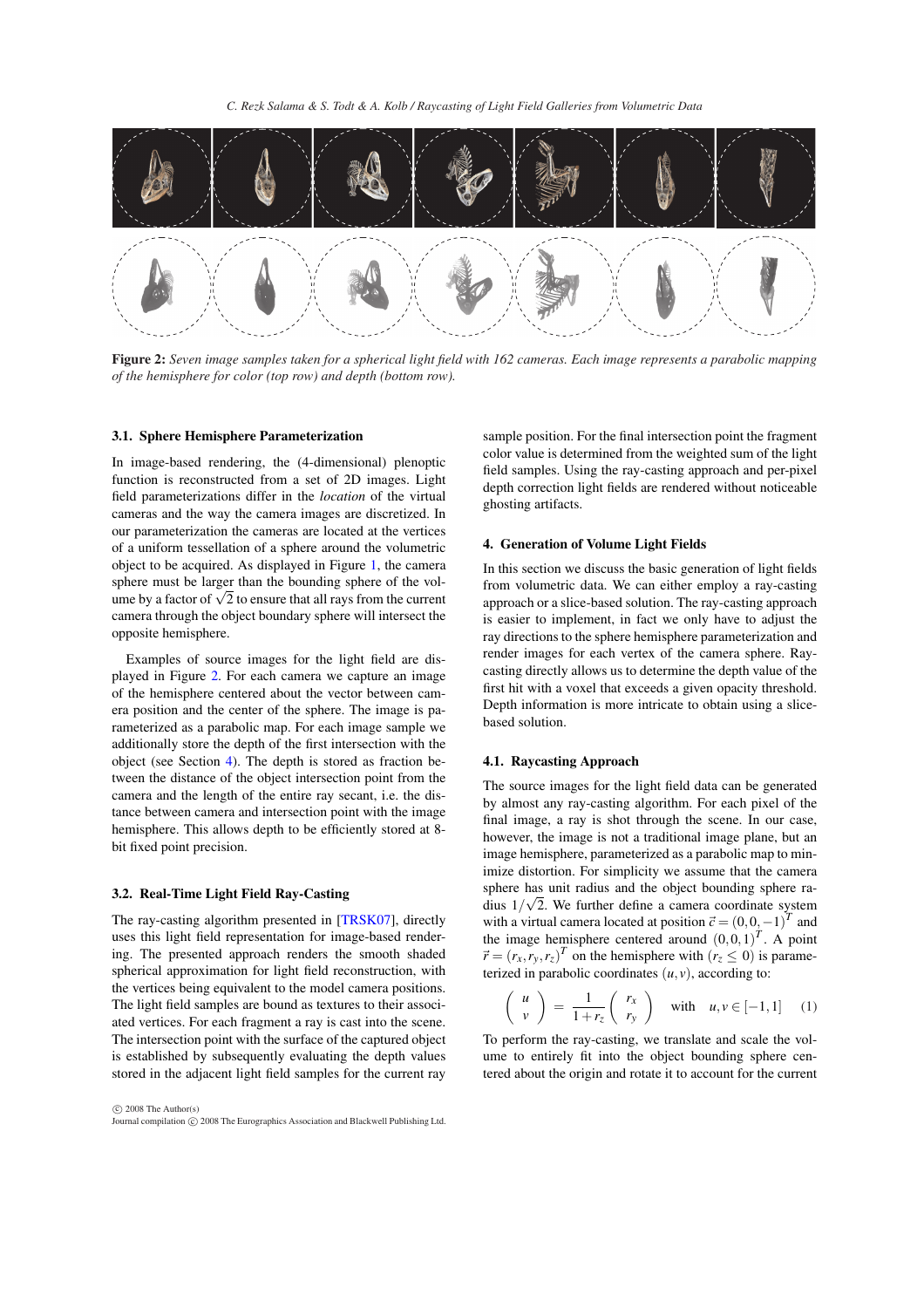Figure 2: *Seven image samples taken for a spherical light field with 162 cameras. Each image represents a parabolic mapping of the hemisphere for color (top row) and depth (bottom row).*

### 3.1. Sphere Hemisphere Parameterization

In image-based rendering, the (4-dimensional) plenoptic function is reconstructed from a set of 2D images. Light field parameterizations differ in the *location* of the virtual cameras and the way the camera images are discretized. In our parameterization the cameras are located at the vertices of a uniform tessellation of a sphere around the volumetric object to be acquired. As displayed in Figure 1, the camera sphere must be larger than the bounding sphere of the volume by a factor of $\sqrt{2}$ to ensure that all rays from the current camera through the object boundary sphere will intersect the opposite hemisphere.

Examples of source images for the light field are displayed in Figure 2. For each camera we capture an image of the hemisphere centered about the vector between camera position and the center of the sphere. The image is parameterized as a parabolic map. For each image sample we additionally store the depth of the first intersection with the object (see Section 4). The depth is stored as fraction between the distance of the object intersection point from the camera and the length of the entire ray secant, i.e. the distance between camera and intersection point with the image hemisphere. This allows depth to be efficiently stored at 8-bit fixed point precision.

### 3.2. Real-Time Light Field Ray-Casting

The ray-casting algorithm presented in [TRSK07], directly uses this light field representation for image-based rendering. The presented approach renders the smooth shaded spherical approximation for light field reconstruction, with the vertices being equivalent to the model camera positions. The light field samples are bound as textures to their associated vertices. For each fragment a ray is cast into the scene. The intersection point with the surface of the captured object is established by subsequently evaluating the depth values stored in the adjacent light field samples for the current ray sample position. For the final intersection point the fragment color value is determined from the weighted sum of the light field samples. Using the ray-casting approach and per-pixel depth correction light fields are rendered without noticeable ghosting artifacts.

## 4. Generation of Volume Light Fields

In this section we discuss the basic generation of light fields from volumetric data. We can either employ a ray-casting approach or a slice-based solution. The ray-casting approach is easier to implement, in fact we only have to adjust the ray directions to the sphere hemisphere parameterization and render images for each vertex of the camera sphere. Ray-casting directly allows us to determine the depth value of the first hit with a voxel that exceeds a given opacity threshold. Depth information is more intricate to obtain using a slice-based solution.

### 4.1. Raycasting Approach

The source images for the light field data can be generated by almost any ray-casting algorithm. For each pixel of the final image, a ray is shot through the scene. In our case, however, the image is not a traditional image plane, but an image hemisphere, parameterized as a parabolic map to minimize distortion. For simplicity we assume that the camera sphere has unit radius and the object bounding sphere radius $1/\sqrt{2}$. We further define a camera coordinate system with a virtual camera located at position $\vec{c} = (0,0,-1)^T$ and the image hemisphere centered around $(0,0,1)^T$. A point $\vec{r} = (r_x, r_y, r_z)^T$ on the hemisphere with $(r_z \leq 0)$ is parameterized in parabolic coordinates $(u,v)$, according to:

$$\begin{pmatrix} u \\ v \end{pmatrix} = \frac{1}{1+r_z} \begin{pmatrix} r_x \\ r_y \end{pmatrix} \quad \text{with} \quad u,v \in [-1,1] \qquad (1)$$

To perform the ray-casting, we translate and scale the volume to entirely fit into the object bounding sphere centered about the origin and rotate it to account for the current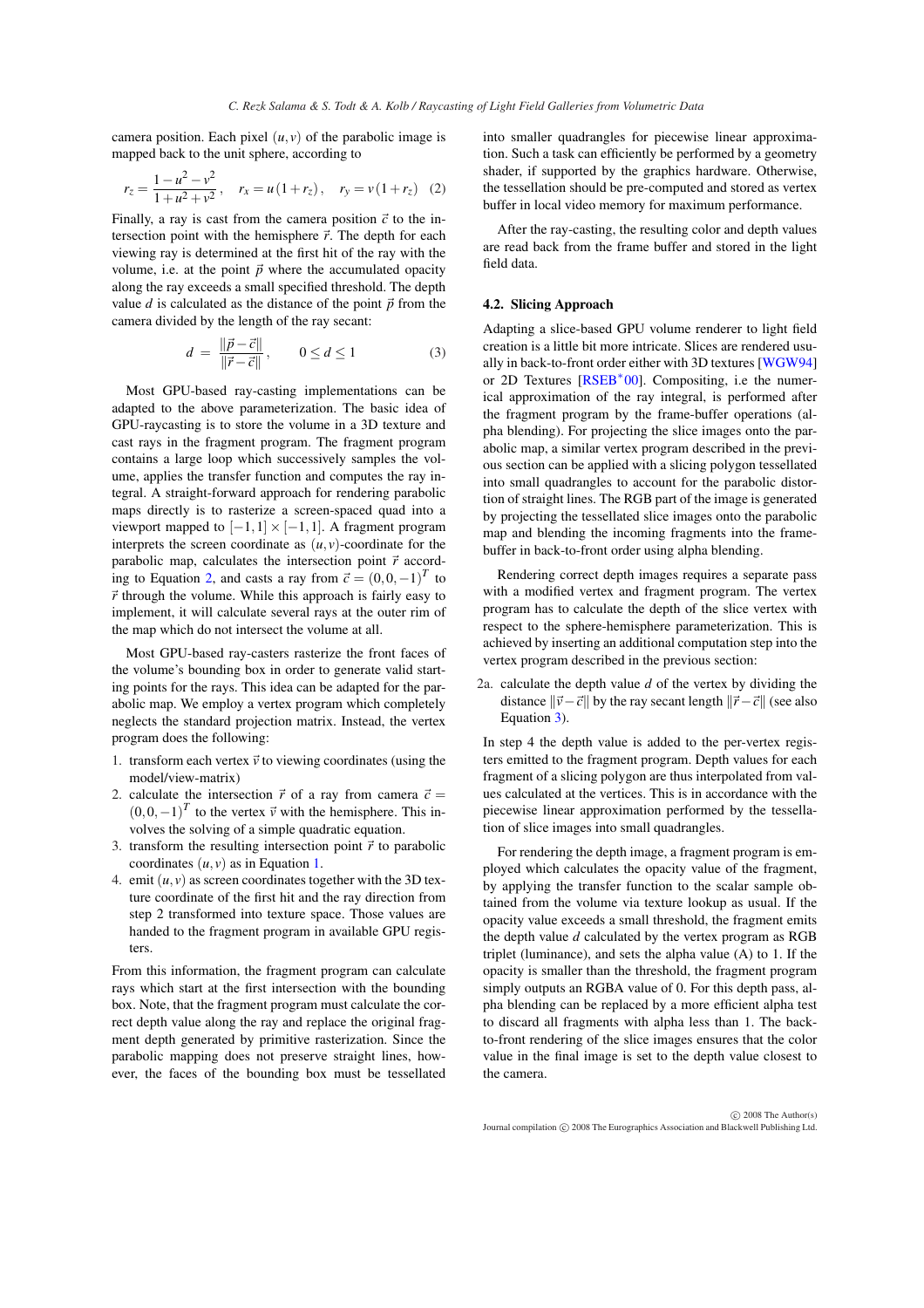camera position. Each pixel $(u,v)$ of the parabolic image is mapped back to the unit sphere, according to

$$r_z = \frac{1-u^2-v^2}{1+u^2+v^2}, \quad r_x = u(1+r_z), \quad r_y = v(1+r_z) \quad (2)$$

Finally, a ray is cast from the camera position $\vec{c}$ to the intersection point with the hemisphere $\vec{r}$. The depth for each viewing ray is determined at the first hit of the ray with the volume, i.e. at the point $\vec{p}$ where the accumulated opacity along the ray exceeds a small specified threshold. The depth value $d$ is calculated as the distance of the point $\vec{p}$ from the camera divided by the length of the ray secant:

$$d = \frac{\|\vec{p}-\vec{c}\|}{\|\vec{r}-\vec{c}\|}, \qquad 0 \leq d \leq 1 \quad (3)$$

Most GPU-based ray-casting implementations can be adapted to the above parameterization. The basic idea of GPU-raycasting is to store the volume in a 3D texture and cast rays in the fragment program. The fragment program contains a large loop which successively samples the volume, applies the transfer function and computes the ray integral. A straight-forward approach for rendering parabolic maps directly is to rasterize a screen-spaced quad into a viewport mapped to $[-1,1]\times[-1,1]$. A fragment program interprets the screen coordinate as $(u,v)$-coordinate for the parabolic map, calculates the intersection point $\vec{r}$ according to Equation 2, and casts a ray from $\vec{c} = (0,0,-1)^T$ to $\vec{r}$ through the volume. While this approach is fairly easy to implement, it will calculate several rays at the outer rim of the map which do not intersect the volume at all.

Most GPU-based ray-casters rasterize the front faces of the volume's bounding box in order to generate valid starting points for the rays. This idea can be adapted for the parabolic map. We employ a vertex program which completely neglects the standard projection matrix. Instead, the vertex program does the following:

1. transform each vertex $\vec{v}$ to viewing coordinates (using the model/view-matrix)
2. calculate the intersection $\vec{r}$ of a ray from camera $\vec{c} = (0,0,-1)^T$ to the vertex $\vec{v}$ with the hemisphere. This involves the solving of a simple quadratic equation.
3. transform the resulting intersection point $\vec{r}$ to parabolic coordinates $(u,v)$ as in Equation 1.
4. emit $(u,v)$ as screen coordinates together with the 3D texture coordinate of the first hit and the ray direction from step 2 transformed into texture space. Those values are handed to the fragment program in available GPU registers.

From this information, the fragment program can calculate rays which start at the first intersection with the bounding box. Note, that the fragment program must calculate the correct depth value along the ray and replace the original fragment depth generated by primitive rasterization. Since the parabolic mapping does not preserve straight lines, however, the faces of the bounding box must be tessellated into smaller quadrangles for piecewise linear approximation. Such a task can efficiently be performed by a geometry shader, if supported by the graphics hardware. Otherwise, the tessellation should be pre-computed and stored as vertex buffer in local video memory for maximum performance.

After the ray-casting, the resulting color and depth values are read back from the frame buffer and stored in the light field data.

### 4.2. Slicing Approach

Adapting a slice-based GPU volume renderer to light field creation is a little bit more intricate. Slices are rendered usually in back-to-front order either with 3D textures [WGW94] or 2D Textures [RSEB*00]. Compositing, i.e the numerical approximation of the ray integral, is performed after the fragment program by the frame-buffer operations (alpha blending). For projecting the slice images onto the parabolic map, a similar vertex program described in the previous section can be applied with a slicing polygon tessellated into small quadrangles to account for the parabolic distortion of straight lines. The RGB part of the image is generated by projecting the tessellated slice images onto the parabolic map and blending the incoming fragments into the framebuffer in back-to-front order using alpha blending.

Rendering correct depth images requires a separate pass with a modified vertex and fragment program. The vertex program has to calculate the depth of the slice vertex with respect to the sphere-hemisphere parameterization. This is achieved by inserting an additional computation step into the vertex program described in the previous section:

2a. calculate the depth value $d$ of the vertex by dividing the distance $\|\vec{v}-\vec{c}\|$ by the ray secant length $\|\vec{r}-\vec{c}\|$ (see also Equation 3).

In step 4 the depth value is added to the per-vertex registers emitted to the fragment program. Depth values for each fragment of a slicing polygon are thus interpolated from values calculated at the vertices. This is in accordance with the piecewise linear approximation performed by the tessellation of slice images into small quadrangles.

For rendering the depth image, a fragment program is employed which calculates the opacity value of the fragment, by applying the transfer function to the scalar sample obtained from the volume via texture lookup as usual. If the opacity value exceeds a small threshold, the fragment emits the depth value $d$ calculated by the vertex program as RGB triplet (luminance), and sets the alpha value (A) to 1. If the opacity is smaller than the threshold, the fragment program simply outputs an RGBA value of 0. For this depth pass, alpha blending can be replaced by a more efficient alpha test to discard all fragments with alpha less than 1. The back-to-front rendering of the slice images ensures that the color value in the final image is set to the depth value closest to the camera.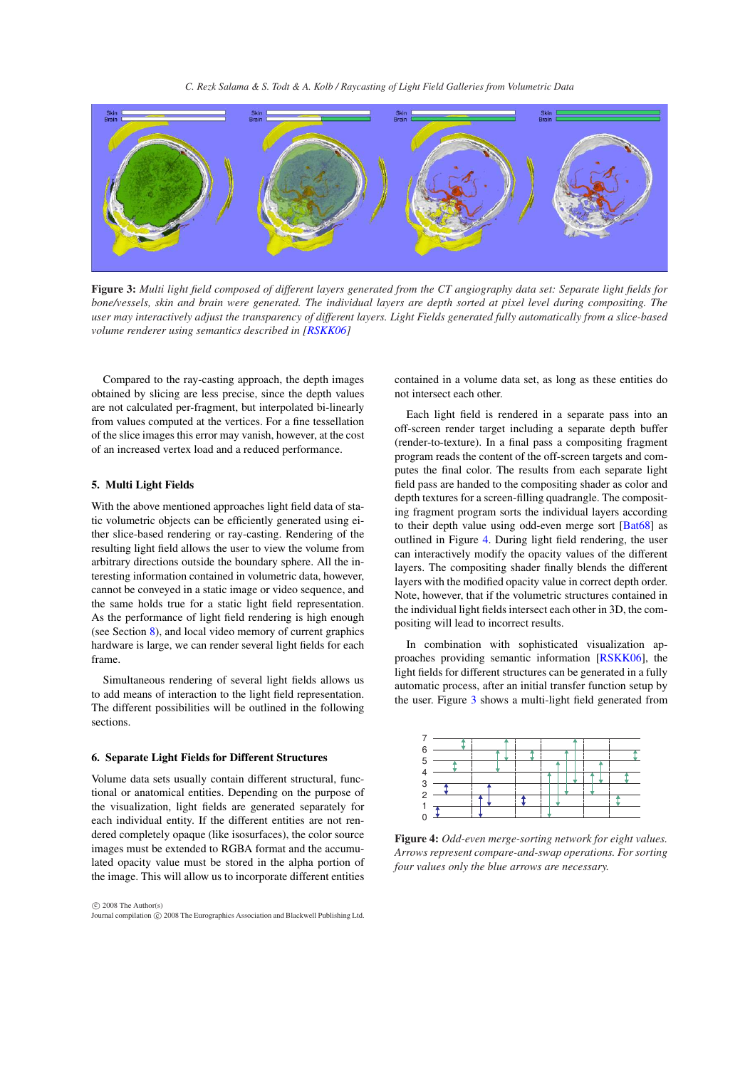**Figure 3:** *Multi light field composed of different layers generated from the CT angiography data set: Separate light fields for bone/vessels, skin and brain were generated. The individual layers are depth sorted at pixel level during compositing. The user may interactively adjust the transparency of different layers. Light Fields generated fully automatically from a slice-based volume renderer using semantics described in [RSKK06]*

Compared to the ray-casting approach, the depth images obtained by slicing are less precise, since the depth values are not calculated per-fragment, but interpolated bi-linearly from values computed at the vertices. For a fine tessellation of the slice images this error may vanish, however, at the cost of an increased vertex load and a reduced performance.

## 5. Multi Light Fields

With the above mentioned approaches light field data of static volumetric objects can be efficiently generated using either slice-based rendering or ray-casting. Rendering of the resulting light field allows the user to view the volume from arbitrary directions outside the boundary sphere. All the interesting information contained in volumetric data, however, cannot be conveyed in a static image or video sequence, and the same holds true for a static light field representation. As the performance of light field rendering is high enough (see Section 8), and local video memory of current graphics hardware is large, we can render several light fields for each frame.

Simultaneous rendering of several light fields allows us to add means of interaction to the light field representation. The different possibilities will be outlined in the following sections.

## 6. Separate Light Fields for Different Structures

Volume data sets usually contain different structural, functional or anatomical entities. Depending on the purpose of the visualization, light fields are generated separately for each individual entity. If the different entities are not rendered completely opaque (like isosurfaces), the color source images must be extended to RGBA format and the accumulated opacity value must be stored in the alpha portion of the image. This will allow us to incorporate different entities contained in a volume data set, as long as these entities do not intersect each other.

Each light field is rendered in a separate pass into an off-screen render target including a separate depth buffer (render-to-texture). In a final pass a compositing fragment program reads the content of the off-screen targets and computes the final color. The results from each separate light field pass are handed to the compositing shader as color and depth textures for a screen-filling quadrangle. The compositing fragment program sorts the individual layers according to their depth value using odd-even merge sort [Bat68] as outlined in Figure 4. During light field rendering, the user can interactively modify the opacity values of the different layers. The compositing shader finally blends the different layers with the modified opacity value in correct depth order. Note, however, that if the volumetric structures contained in the individual light fields intersect each other in 3D, the compositing will lead to incorrect results.

In combination with sophisticated visualization approaches providing semantic information [RSKK06], the light fields for different structures can be generated in a fully automatic process, after an initial transfer function setup by the user. Figure 3 shows a multi-light field generated from

**Figure 4:** *Odd-even merge-sorting network for eight values. Arrows represent compare-and-swap operations. For sorting four values only the blue arrows are necessary.*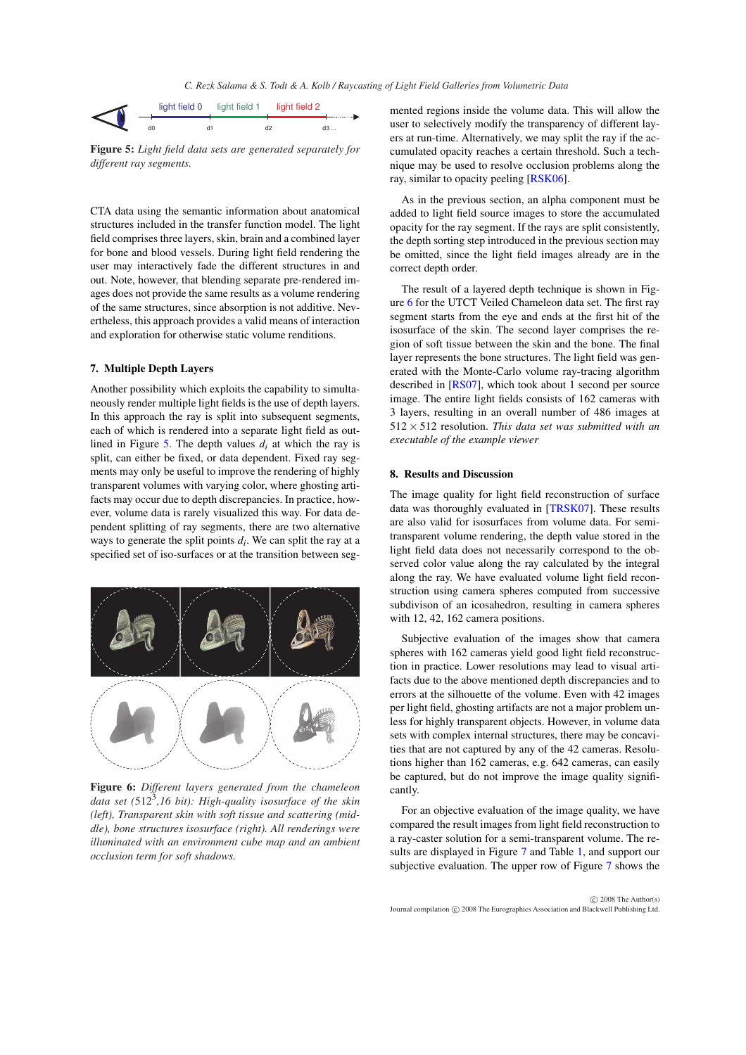light field 0
light field 1
light field 2
d0
d1
d2
d3 ...

**Figure 5:** *Light field data sets are generated separately for different ray segments.*

CTA data using the semantic information about anatomical structures included in the transfer function model. The light field comprises three layers, skin, brain and a combined layer for bone and blood vessels. During light field rendering the user may interactively fade the different structures in and out. Note, however, that blending separate pre-rendered images does not provide the same results as a volume rendering of the same structures, since absorption is not additive. Nevertheless, this approach provides a valid means of interaction and exploration for otherwise static volume renditions.

## 7. Multiple Depth Layers

Another possibility which exploits the capability to simultaneously render multiple light fields is the use of depth layers. In this approach the ray is split into subsequent segments, each of which is rendered into a separate light field as outlined in Figure 5. The depth values $d_i$ at which the ray is split, can either be fixed, or data dependent. Fixed ray segments may only be useful to improve the rendering of highly transparent volumes with varying color, where ghosting artifacts may occur due to depth discrepancies. In practice, however, volume data is rarely visualized this way. For data dependent splitting of ray segments, there are two alternative ways to generate the split points $d_i$. We can split the ray at a specified set of iso-surfaces or at the transition between segmented regions inside the volume data. This will allow the user to selectively modify the transparency of different layers at run-time. Alternatively, we may split the ray if the accumulated opacity reaches a certain threshold. Such a technique may be used to resolve occlusion problems along the ray, similar to opacity peeling [RSK06].

**Figure 6:** *Different layers generated from the chameleon data set ($512^3$,16 bit): High-quality isosurface of the skin (left), Transparent skin with soft tissue and scattering (middle), bone structures isosurface (right). All renderings were illuminated with an environment cube map and an ambient occlusion term for soft shadows.*

As in the previous section, an alpha component must be added to light field source images to store the accumulated opacity for the ray segment. If the rays are split consistently, the depth sorting step introduced in the previous section may be omitted, since the light field images already are in the correct depth order.

The result of a layered depth technique is shown in Figure 6 for the UTCT Veiled Chameleon data set. The first ray segment starts from the eye and ends at the first hit of the isosurface of the skin. The second layer comprises the region of soft tissue between the skin and the bone. The final layer represents the bone structures. The light field was generated with the Monte-Carlo volume ray-tracing algorithm described in [RS07], which took about 1 second per source image. The entire light fields consists of 162 cameras with 3 layers, resulting in an overall number of 486 images at $512 \times 512$ resolution. *This data set was submitted with an executable of the example viewer*

## 8. Results and Discussion

The image quality for light field reconstruction of surface data was thoroughly evaluated in [TRSK07]. These results are also valid for isosurfaces from volume data. For semi-transparent volume rendering, the depth value stored in the light field data does not necessarily correspond to the observed color value along the ray calculated by the integral along the ray. We have evaluated volume light field reconstruction using camera spheres computed from successive subdivison of an icosahedron, resulting in camera spheres with 12, 42, 162 camera positions.

Subjective evaluation of the images show that camera spheres with 162 cameras yield good light field reconstruction in practice. Lower resolutions may lead to visual artifacts due to the above mentioned depth discrepancies and to errors at the silhouette of the volume. Even with 42 images per light field, ghosting artifacts are not a major problem unless for highly transparent objects. However, in volume data sets with complex internal structures, there may be concavities that are not captured by any of the 42 cameras. Resolutions higher than 162 cameras, e.g. 642 cameras, can easily be captured, but do not improve the image quality significantly.

For an objective evaluation of the image quality, we have compared the result images from light field reconstruction to a ray-caster solution for a semi-transparent volume. The results are displayed in Figure 7 and Table 1, and support our subjective evaluation. The upper row of Figure 7 shows the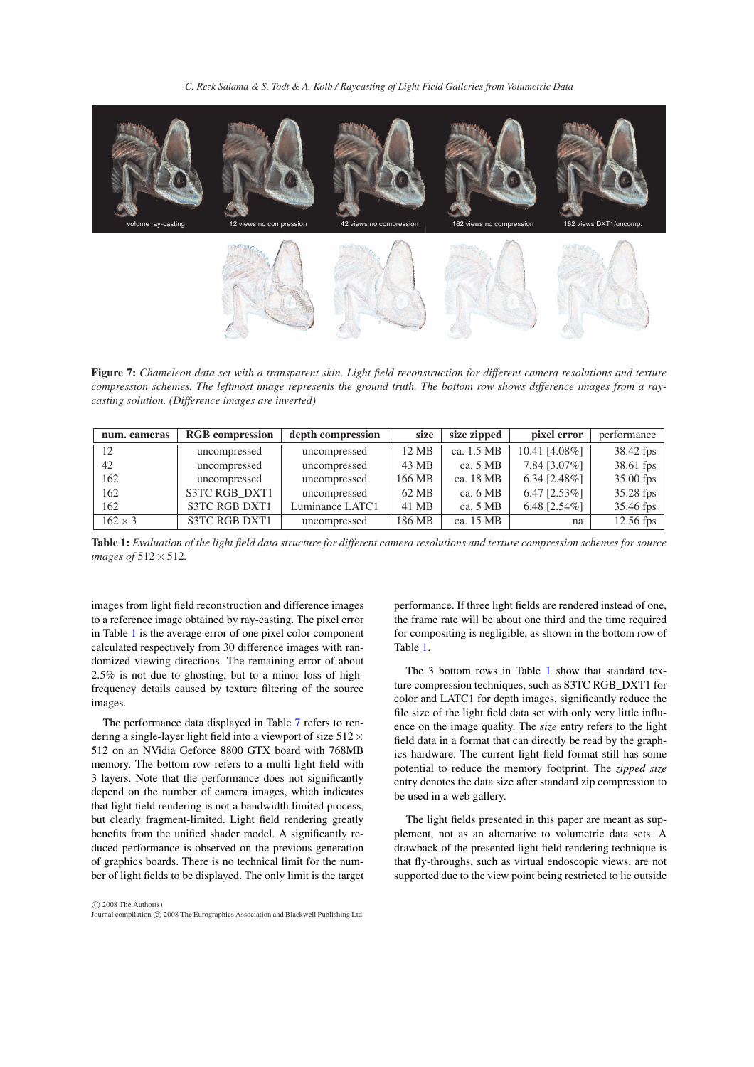**Figure 7:** *Chameleon data set with a transparent skin. Light field reconstruction for different camera resolutions and texture compression schemes. The leftmost image represents the ground truth. The bottom row shows difference images from a ray-casting solution. (Difference images are inverted)*

| num. cameras | RGB compression | depth compression | size | size zipped | pixel error | performance |
|---|---|---|---|---|---|---|
| 12 | uncompressed | uncompressed | 12 MB | ca. 1.5 MB | 10.41 [4.08%] | 38.42 fps |
| 42 | uncompressed | uncompressed | 43 MB | ca. 5 MB | 7.84 [3.07%] | 38.61 fps |
| 162 | uncompressed | uncompressed | 166 MB | ca. 18 MB | 6.34 [2.48%] | 35.00 fps |
| 162 | S3TC RGB_DXT1 | uncompressed | 62 MB | ca. 6 MB | 6.47 [2.53%] | 35.28 fps |
| 162 | S3TC RGB DXT1 | Luminance LATC1 | 41 MB | ca. 5 MB | 6.48 [2.54%] | 35.46 fps |
| $162 \times 3$ | S3TC RGB DXT1 | uncompressed | 186 MB | ca. 15 MB | na | 12.56 fps |

**Table 1:** *Evaluation of the light field data structure for different camera resolutions and texture compression schemes for source images of* $512 \times 512$*.*

images from light field reconstruction and difference images to a reference image obtained by ray-casting. The pixel error in Table 1 is the average error of one pixel color component calculated respectively from 30 difference images with randomized viewing directions. The remaining error of about 2.5% is not due to ghosting, but to a minor loss of high-frequency details caused by texture filtering of the source images.

The performance data displayed in Table 7 refers to rendering a single-layer light field into a viewport of size $512 \times 512$ on an NVidia Geforce 8800 GTX board with 768MB memory. The bottom row refers to a multi light field with 3 layers. Note that the performance does not significantly depend on the number of camera images, which indicates that light field rendering is not a bandwidth limited process, but clearly fragment-limited. Light field rendering greatly benefits from the unified shader model. A significantly reduced performance is observed on the previous generation of graphics boards. There is no technical limit for the number of light fields to be displayed. The only limit is the target performance. If three light fields are rendered instead of one, the frame rate will be about one third and the time required for compositing is negligible, as shown in the bottom row of Table 1.

The 3 bottom rows in Table 1 show that standard texture compression techniques, such as S3TC RGB_DXT1 for color and LATC1 for depth images, significantly reduce the file size of the light field data set with only very little influence on the image quality. The *size* entry refers to the light field data in a format that can directly be read by the graphics hardware. The current light field format still has some potential to reduce the memory footprint. The *zipped size* entry denotes the data size after standard zip compression to be used in a web gallery.

The light fields presented in this paper are meant as supplement, not as an alternative to volumetric data sets. A drawback of the presented light field rendering technique is that fly-throughs, such as virtual endoscopic views, are not supported due to the view point being restricted to lie outside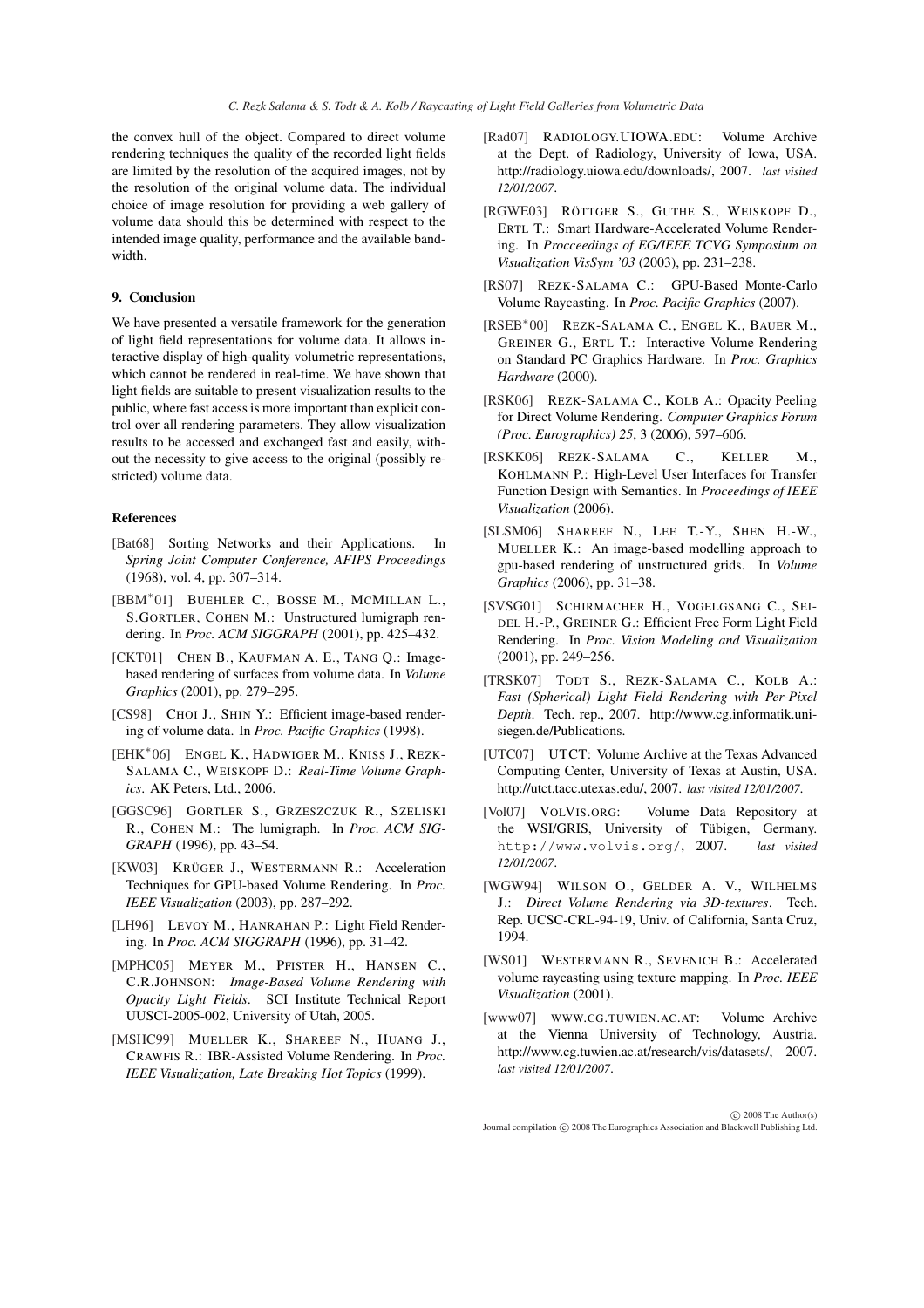the convex hull of the object. Compared to direct volume rendering techniques the quality of the recorded light fields are limited by the resolution of the acquired images, not by the resolution of the original volume data. The individual choice of image resolution for providing a web gallery of volume data should this be determined with respect to the intended image quality, performance and the available bandwidth.

## 9. Conclusion

We have presented a versatile framework for the generation of light field representations for volume data. It allows interactive display of high-quality volumetric representations, which cannot be rendered in real-time. We have shown that light fields are suitable to present visualization results to the public, where fast access is more important than explicit control over all rendering parameters. They allow visualization results to be accessed and exchanged fast and easily, without the necessity to give access to the original (possibly restricted) volume data.

## References

[Bat68] Sorting Networks and their Applications. In *Spring Joint Computer Conference, AFIPS Proceedings* (1968), vol. 4, pp. 307–314.

[BBM*01] BUEHLER C., BOSSE M., MCMILLAN L., S.GORTLER, COHEN M.: Unstructured lumigraph rendering. In *Proc. ACM SIGGRAPH* (2001), pp. 425–432.

[CKT01] CHEN B., KAUFMAN A. E., TANG Q.: Image-based rendering of surfaces from volume data. In *Volume Graphics* (2001), pp. 279–295.

[CS98] CHOI J., SHIN Y.: Efficient image-based rendering of volume data. In *Proc. Pacific Graphics* (1998).

[EHK*06] ENGEL K., HADWIGER M., KNISS J., REZK-SALAMA C., WEISKOPF D.: *Real-Time Volume Graphics*. AK Peters, Ltd., 2006.

[GGSC96] GORTLER S., GRZESZCZUK R., SZELISKI R., COHEN M.: The lumigraph. In *Proc. ACM SIGGRAPH* (1996), pp. 43–54.

[KW03] KRÜGER J., WESTERMANN R.: Acceleration Techniques for GPU-based Volume Rendering. In *Proc. IEEE Visualization* (2003), pp. 287–292.

[LH96] LEVOY M., HANRAHAN P.: Light Field Rendering. In *Proc. ACM SIGGRAPH* (1996), pp. 31–42.

[MPHC05] MEYER M., PFISTER H., HANSEN C., C.R.JOHNSON: *Image-Based Volume Rendering with Opacity Light Fields*. SCI Institute Technical Report UUSCI-2005-002, University of Utah, 2005.

[MSHC99] MUELLER K., SHAREEF N., HUANG J., CRAWFIS R.: IBR-Assisted Volume Rendering. In *Proc. IEEE Visualization, Late Breaking Hot Topics* (1999).

[Rad07] RADIOLOGY.UIOWA.EDU: Volume Archive at the Dept. of Radiology, University of Iowa, USA. http://radiology.uiowa.edu/downloads/, 2007. *last visited 12/01/2007*.

[RGWE03] RÖTTGER S., GUTHE S., WEISKOPF D., ERTL T.: Smart Hardware-Accelerated Volume Rendering. In *Procceedings of EG/IEEE TCVG Symposium on Visualization VisSym '03* (2003), pp. 231–238.

[RS07] REZK-SALAMA C.: GPU-Based Monte-Carlo Volume Raycasting. In *Proc. Pacific Graphics* (2007).

[RSEB*00] REZK-SALAMA C., ENGEL K., BAUER M., GREINER G., ERTL T.: Interactive Volume Rendering on Standard PC Graphics Hardware. In *Proc. Graphics Hardware* (2000).

[RSK06] REZK-SALAMA C., KOLB A.: Opacity Peeling for Direct Volume Rendering. *Computer Graphics Forum (Proc. Eurographics) 25*, 3 (2006), 597–606.

[RSKK06] REZK-SALAMA C., KELLER M., KOHLMANN P.: High-Level User Interfaces for Transfer Function Design with Semantics. In *Proceedings of IEEE Visualization* (2006).

[SLSM06] SHAREEF N., LEE T.-Y., SHEN H.-W., MUELLER K.: An image-based modelling approach to gpu-based rendering of unstructured grids. In *Volume Graphics* (2006), pp. 31–38.

[SVSG01] SCHIRMACHER H., VOGELGSANG C., SEIDEL H.-P., GREINER G.: Efficient Free Form Light Field Rendering. In *Proc. Vision Modeling and Visualization* (2001), pp. 249–256.

[TRSK07] TODT S., REZK-SALAMA C., KOLB A.: *Fast (Spherical) Light Field Rendering with Per-Pixel Depth*. Tech. rep., 2007. http://www.cg.informatik.uni-siegen.de/Publications.

[UTC07] UTCT: Volume Archive at the Texas Advanced Computing Center, University of Texas at Austin, USA. http://utct.tacc.utexas.edu/, 2007. *last visited 12/01/2007*.

[Vol07] VOLVIS.ORG: Volume Data Repository at the WSI/GRIS, University of Tübingen, Germany. http://www.volvis.org/, 2007. *last visited 12/01/2007*.

[WGW94] WILSON O., GELDER A. V., WILHELMS J.: *Direct Volume Rendering via 3D-textures*. Tech. Rep. UCSC-CRL-94-19, Univ. of California, Santa Cruz, 1994.

[WS01] WESTERMANN R., SEVENICH B.: Accelerated volume raycasting using texture mapping. In *Proc. IEEE Visualization* (2001).

[www07] WWW.CG.TUWIEN.AC.AT: Volume Archive at the Vienna University of Technology, Austria. http://www.cg.tuwien.ac.at/research/vis/datasets/, 2007. *last visited 12/01/2007*.